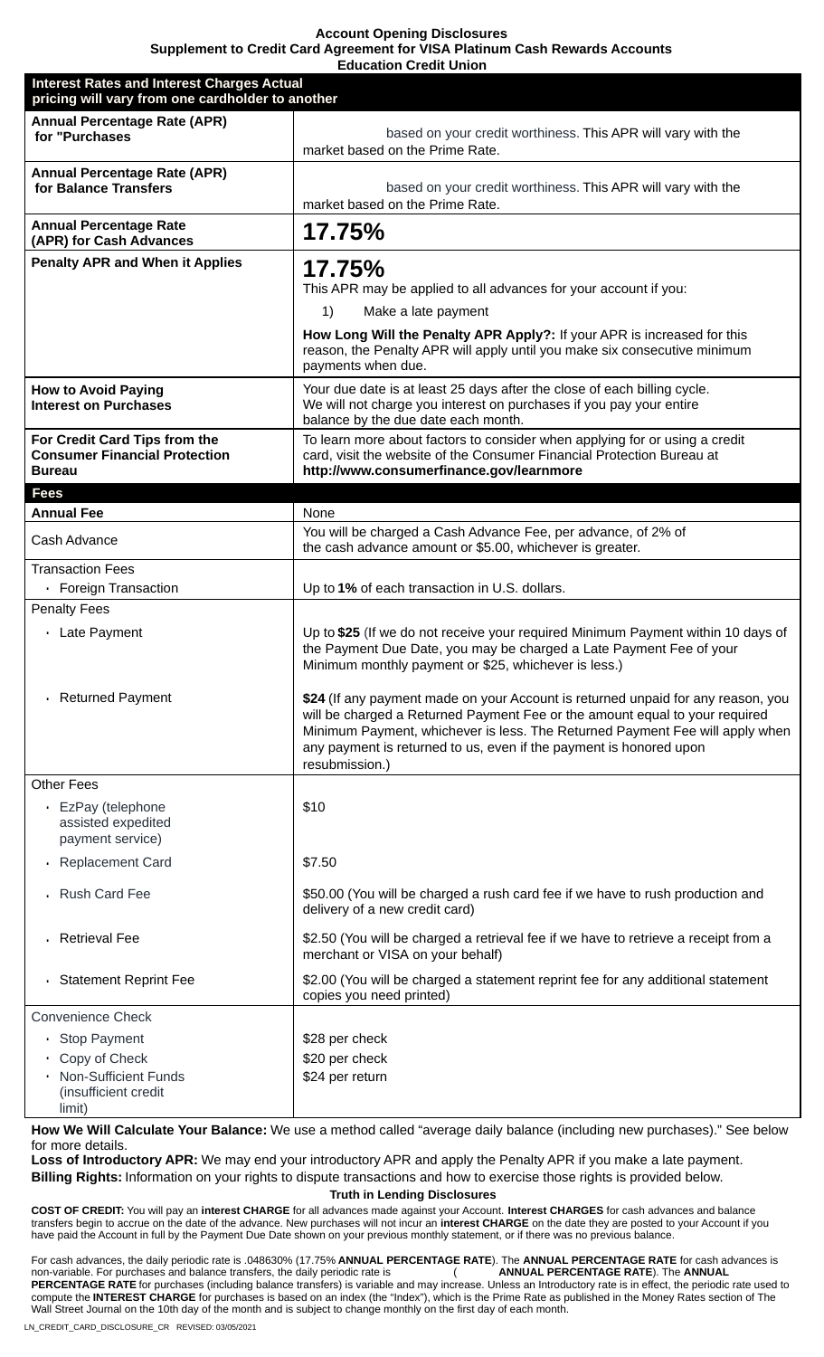**Account Opening Disclosures**
**Supplement to Credit Card Agreement for VISA Platinum Cash Rewards Accounts**
**Education Credit Union**

| **Interest Rates and Interest Charges Actual pricing will vary from one cardholder to another** | |
|---|---|
| **Annual Percentage Rate (APR) for "Purchases** | based on your credit worthiness. This APR will vary with the market based on the Prime Rate. |
| **Annual Percentage Rate (APR) for Balance Transfers** | based on your credit worthiness. This APR will vary with the market based on the Prime Rate. |
| **Annual Percentage Rate (APR) for Cash Advances** | **17.75%** |
| **Penalty APR and When it Applies** | **17.75%** This APR may be applied to all advances for your account if you: 1) Make a late payment **How Long Will the Penalty APR Apply?:** If your APR is increased for this reason, the Penalty APR will apply until you make six consecutive minimum payments when due. |
| **How to Avoid Paying Interest on Purchases** | Your due date is at least 25 days after the close of each billing cycle. We will not charge you interest on purchases if you pay your entire balance by the due date each month. |
| **For Credit Card Tips from the Consumer Financial Protection Bureau** | To learn more about factors to consider when applying for or using a credit card, visit the website of the Consumer Financial Protection Bureau at **http://www.consumerfinance.gov/learnmore** |
| **Fees** | |
| **Annual Fee** | None |
| Cash Advance | You will be charged a Cash Advance Fee, per advance, of 2% of the cash advance amount or $5.00, whichever is greater. |
| Transaction Fees | |
| • Foreign Transaction | Up to **1%** of each transaction in U.S. dollars. |
| Penalty Fees | |
| • Late Payment | Up to **$25** (If we do not receive your required Minimum Payment within 10 days of the Payment Due Date, you may be charged a Late Payment Fee of your Minimum monthly payment or $25, whichever is less.) |
| • Returned Payment | **$24** (If any payment made on your Account is returned unpaid for any reason, you will be charged a Returned Payment Fee or the amount equal to your required Minimum Payment, whichever is less. The Returned Payment Fee will apply when any payment is returned to us, even if the payment is honored upon resubmission.) |
| Other Fees | |
| • EzPay (telephone assisted expedited payment service) | $10 |
| • Replacement Card | $7.50 |
| • Rush Card Fee | $50.00 (You will be charged a rush card fee if we have to rush production and delivery of a new credit card) |
| • Retrieval Fee | $2.50 (You will be charged a retrieval fee if we have to retrieve a receipt from a merchant or VISA on your behalf) |
| • Statement Reprint Fee | $2.00 (You will be charged a statement reprint fee for any additional statement copies you need printed) |
| Convenience Check | |
| • Stop Payment | $28 per check |
| • Copy of Check | $20 per check |
| • Non-Sufficient Funds (insufficient credit limit) | $24 per return |

**How We Will Calculate Your Balance:** We use a method called "average daily balance (including new purchases)." See below for more details.

**Loss of Introductory APR:** We may end your introductory APR and apply the Penalty APR if you make a late payment.

**Billing Rights:** Information on your rights to dispute transactions and how to exercise those rights is provided below.

**Truth in Lending Disclosures**

**COST OF CREDIT:** You will pay an **interest CHARGE** for all advances made against your Account. **Interest CHARGES** for cash advances and balance transfers begin to accrue on the date of the advance. New purchases will not incur an **interest CHARGE** on the date they are posted to your Account if you have paid the Account in full by the Payment Due Date shown on your previous monthly statement, or if there was no previous balance.

For cash advances, the daily periodic rate is .048630% (17.75% **ANNUAL PERCENTAGE RATE**). The **ANNUAL PERCENTAGE RATE** for cash advances is non-variable. For purchases and balance transfers, the daily periodic rate is ( **ANNUAL PERCENTAGE RATE**). The **ANNUAL PERCENTAGE RATE** for purchases (including balance transfers) is variable and may increase. Unless an Introductory rate is in effect, the periodic rate used to compute the **INTEREST CHARGE** for purchases is based on an index (the "Index"), which is the Prime Rate as published in the Money Rates section of The Wall Street Journal on the 10th day of the month and is subject to change monthly on the first day of each month.

LN_CREDIT_CARD_DISCLOSURE_CR REVISED: 03/05/2021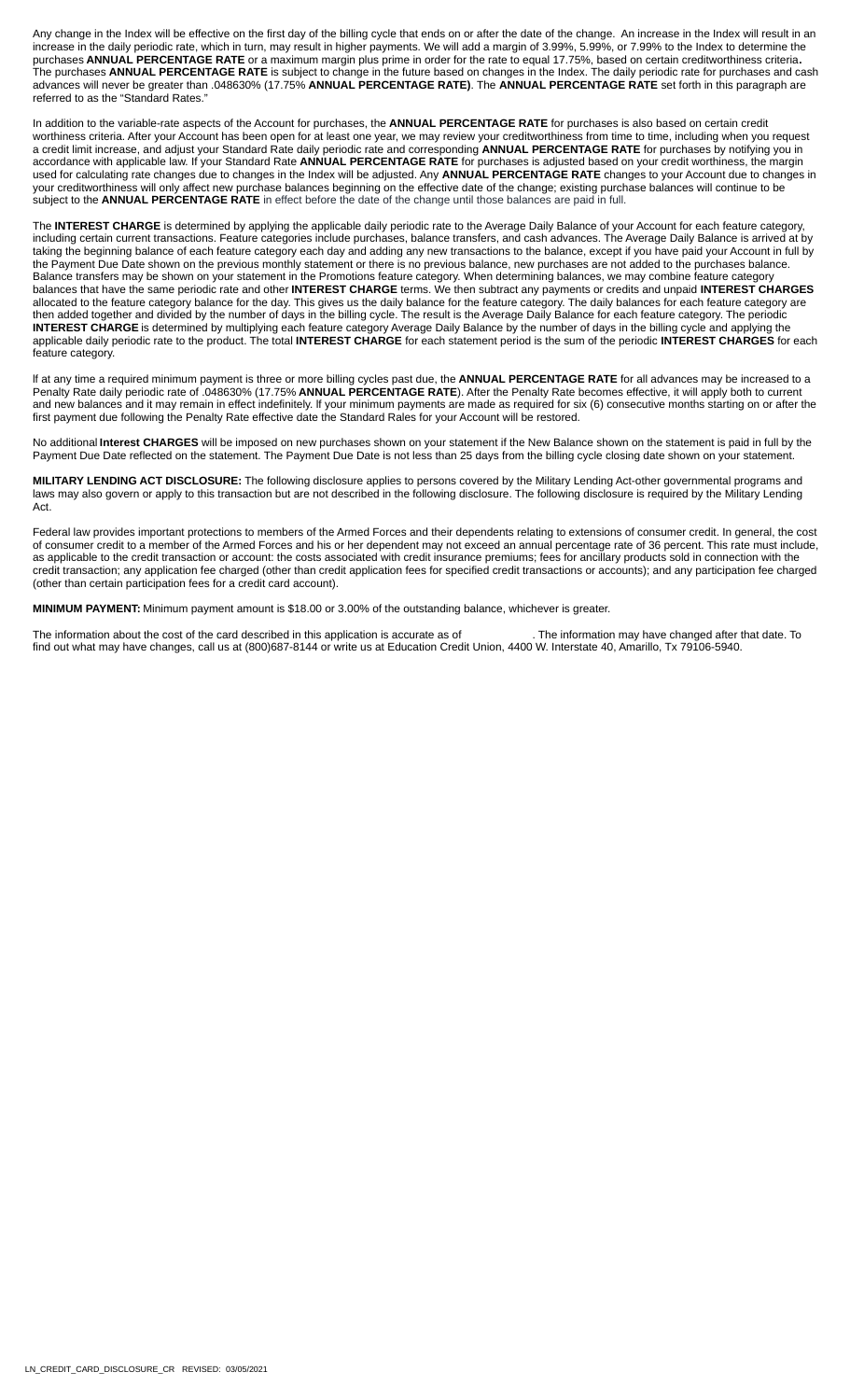Any change in the Index will be effective on the first day of the billing cycle that ends on or after the date of the change. An increase in the Index will result in an increase in the daily periodic rate, which in turn, may result in higher payments. We will add a margin of 3.99%, 5.99%, or 7.99% to the Index to determine the purchases **ANNUAL PERCENTAGE RATE** or a maximum margin plus prime in order for the rate to equal 17.75%, based on certain creditworthiness criteria**.** The purchases **ANNUAL PERCENTAGE RATE** is subject to change in the future based on changes in the Index. The daily periodic rate for purchases and cash advances will never be greater than .048630% (17.75% **ANNUAL PERCENTAGE RATE)**. The **ANNUAL PERCENTAGE RATE** set forth in this paragraph are referred to as the "Standard Rates."

In addition to the variable-rate aspects of the Account for purchases, the **ANNUAL PERCENTAGE RATE** for purchases is also based on certain credit worthiness criteria. After your Account has been open for at least one year, we may review your creditworthiness from time to time, including when you request a credit limit increase, and adjust your Standard Rate daily periodic rate and corresponding **ANNUAL PERCENTAGE RATE** for purchases by notifying you in accordance with applicable law. If your Standard Rate **ANNUAL PERCENTAGE RATE** for purchases is adjusted based on your credit worthiness, the margin used for calculating rate changes due to changes in the Index will be adjusted. Any **ANNUAL PERCENTAGE RATE** changes to your Account due to changes in your creditworthiness will only affect new purchase balances beginning on the effective date of the change; existing purchase balances will continue to be subject to the **ANNUAL PERCENTAGE RATE** in effect before the date of the change until those balances are paid in full.

The **INTEREST CHARGE** is determined by applying the applicable daily periodic rate to the Average Daily Balance of your Account for each feature category, including certain current transactions. Feature categories include purchases, balance transfers, and cash advances. The Average Daily Balance is arrived at by taking the beginning balance of each feature category each day and adding any new transactions to the balance, except if you have paid your Account in full by the Payment Due Date shown on the previous monthly statement or there is no previous balance, new purchases are not added to the purchases balance. Balance transfers may be shown on your statement in the Promotions feature category. When determining balances, we may combine feature category balances that have the same periodic rate and other **INTEREST CHARGE** terms. We then subtract any payments or credits and unpaid **INTEREST CHARGES** allocated to the feature category balance for the day. This gives us the daily balance for the feature category. The daily balances for each feature category are then added together and divided by the number of days in the billing cycle. The result is the Average Daily Balance for each feature category. The periodic **INTEREST CHARGE** is determined by multiplying each feature category Average Daily Balance by the number of days in the billing cycle and applying the applicable daily periodic rate to the product. The total **INTEREST CHARGE** for each statement period is the sum of the periodic **INTEREST CHARGES** for each feature category.

If at any time a required minimum payment is three or more billing cycles past due, the **ANNUAL PERCENTAGE RATE** for all advances may be increased to a Penalty Rate daily periodic rate of .048630% (17.75% **ANNUAL PERCENTAGE RATE**). After the Penalty Rate becomes effective, it will apply both to current and new balances and it may remain in effect indefinitely. If your minimum payments are made as required for six (6) consecutive months starting on or after the first payment due following the Penalty Rate effective date the Standard Rales for your Account will be restored.

No additional **Interest CHARGES** will be imposed on new purchases shown on your statement if the New Balance shown on the statement is paid in full by the Payment Due Date reflected on the statement. The Payment Due Date is not less than 25 days from the billing cycle closing date shown on your statement.

**MILITARY LENDING ACT DISCLOSURE:** The following disclosure applies to persons covered by the Military Lending Act-other governmental programs and laws may also govern or apply to this transaction but are not described in the following disclosure. The following disclosure is required by the Military Lending Act.

Federal law provides important protections to members of the Armed Forces and their dependents relating to extensions of consumer credit. In general, the cost of consumer credit to a member of the Armed Forces and his or her dependent may not exceed an annual percentage rate of 36 percent. This rate must include, as applicable to the credit transaction or account: the costs associated with credit insurance premiums; fees for ancillary products sold in connection with the credit transaction; any application fee charged (other than credit application fees for specified credit transactions or accounts); and any participation fee charged (other than certain participation fees for a credit card account).

**MINIMUM PAYMENT:** Minimum payment amount is $18.00 or 3.00% of the outstanding balance, whichever is greater.

The information about the cost of the card described in this application is accurate as of . The information may have changed after that date. To find out what may have changes, call us at (800)687-8144 or write us at Education Credit Union, 4400 W. Interstate 40, Amarillo, Tx 79106-5940.

LN_CREDIT_CARD_DISCLOSURE_CR REVISED: 03/05/2021